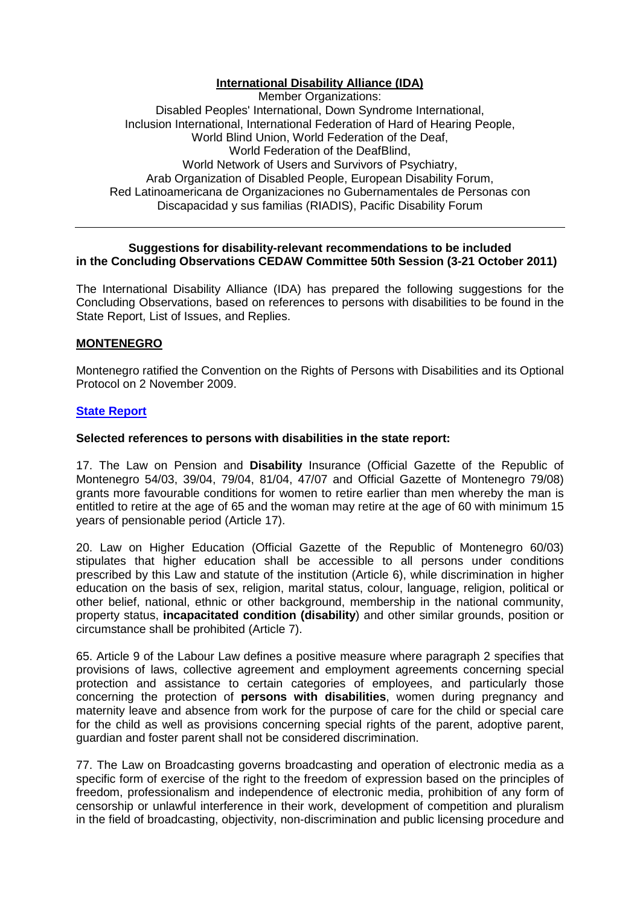**International Disability Alliance (IDA)**

Member Organizations:
Disabled Peoples' International, Down Syndrome International,
Inclusion International, International Federation of Hard of Hearing People,
World Blind Union, World Federation of the Deaf,
World Federation of the DeafBlind,
World Network of Users and Survivors of Psychiatry,
Arab Organization of Disabled People, European Disability Forum,
Red Latinoamericana de Organizaciones no Gubernamentales de Personas con Discapacidad y sus familias (RIADIS), Pacific Disability Forum

---

**Suggestions for disability-relevant recommendations to be included in the Concluding Observations CEDAW Committee 50th Session (3-21 October 2011)**

The International Disability Alliance (IDA) has prepared the following suggestions for the Concluding Observations, based on references to persons with disabilities to be found in the State Report, List of Issues, and Replies.

## MONTENEGRO

Montenegro ratified the Convention on the Rights of Persons with Disabilities and its Optional Protocol on 2 November 2009.

### State Report

**Selected references to persons with disabilities in the state report:**

17. The Law on Pension and **Disability** Insurance (Official Gazette of the Republic of Montenegro 54/03, 39/04, 79/04, 81/04, 47/07 and Official Gazette of Montenegro 79/08) grants more favourable conditions for women to retire earlier than men whereby the man is entitled to retire at the age of 65 and the woman may retire at the age of 60 with minimum 15 years of pensionable period (Article 17).

20. Law on Higher Education (Official Gazette of the Republic of Montenegro 60/03) stipulates that higher education shall be accessible to all persons under conditions prescribed by this Law and statute of the institution (Article 6), while discrimination in higher education on the basis of sex, religion, marital status, colour, language, religion, political or other belief, national, ethnic or other background, membership in the national community, property status, **incapacitated condition (disability**) and other similar grounds, position or circumstance shall be prohibited (Article 7).

65. Article 9 of the Labour Law defines a positive measure where paragraph 2 specifies that provisions of laws, collective agreement and employment agreements concerning special protection and assistance to certain categories of employees, and particularly those concerning the protection of **persons with disabilities**, women during pregnancy and maternity leave and absence from work for the purpose of care for the child or special care for the child as well as provisions concerning special rights of the parent, adoptive parent, guardian and foster parent shall not be considered discrimination.

77. The Law on Broadcasting governs broadcasting and operation of electronic media as a specific form of exercise of the right to the freedom of expression based on the principles of freedom, professionalism and independence of electronic media, prohibition of any form of censorship or unlawful interference in their work, development of competition and pluralism in the field of broadcasting, objectivity, non-discrimination and public licensing procedure and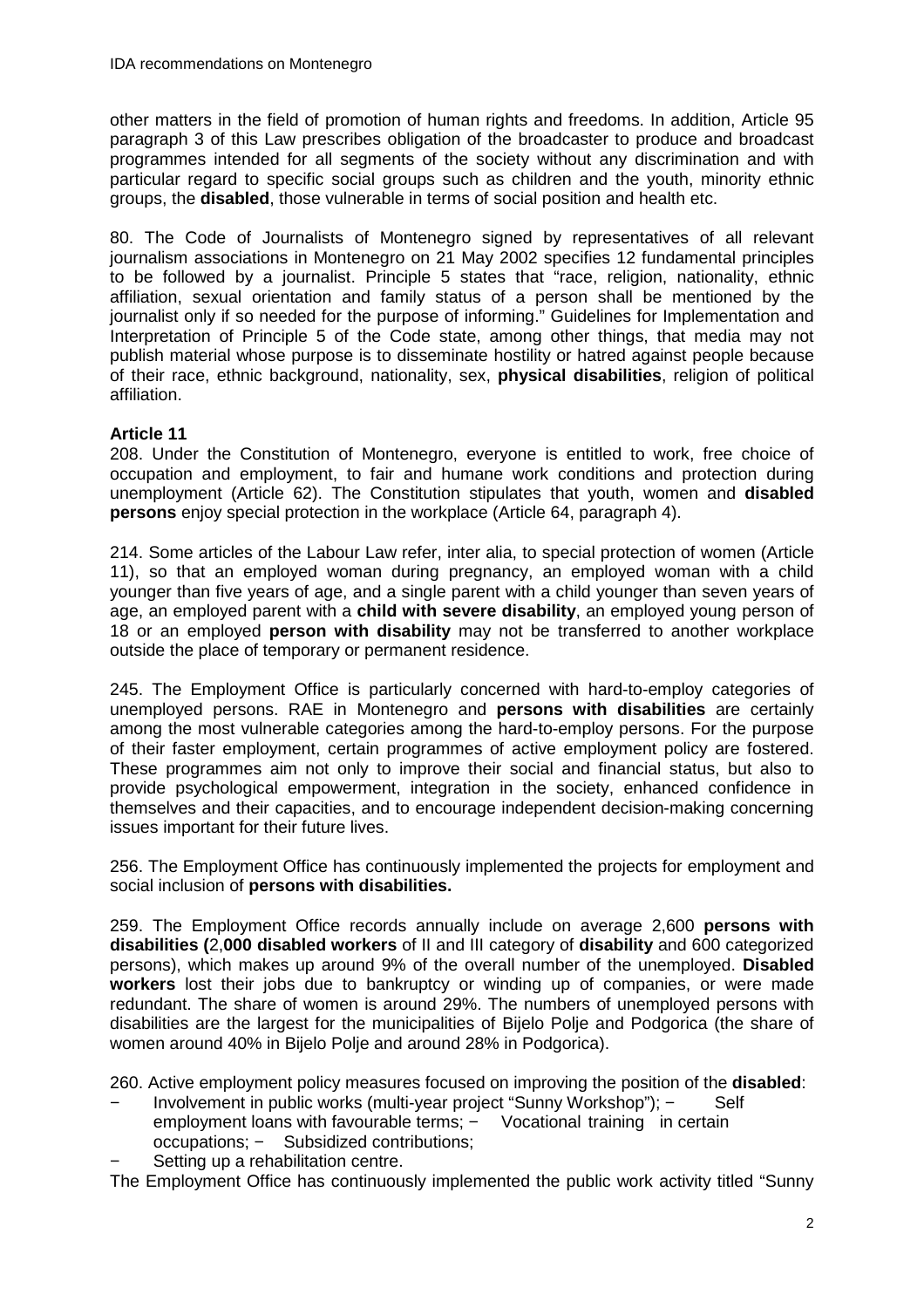other matters in the field of promotion of human rights and freedoms. In addition, Article 95 paragraph 3 of this Law prescribes obligation of the broadcaster to produce and broadcast programmes intended for all segments of the society without any discrimination and with particular regard to specific social groups such as children and the youth, minority ethnic groups, the **disabled**, those vulnerable in terms of social position and health etc.

80. The Code of Journalists of Montenegro signed by representatives of all relevant journalism associations in Montenegro on 21 May 2002 specifies 12 fundamental principles to be followed by a journalist. Principle 5 states that "race, religion, nationality, ethnic affiliation, sexual orientation and family status of a person shall be mentioned by the journalist only if so needed for the purpose of informing." Guidelines for Implementation and Interpretation of Principle 5 of the Code state, among other things, that media may not publish material whose purpose is to disseminate hostility or hatred against people because of their race, ethnic background, nationality, sex, **physical disabilities**, religion of political affiliation.

### Article 11

208. Under the Constitution of Montenegro, everyone is entitled to work, free choice of occupation and employment, to fair and humane work conditions and protection during unemployment (Article 62). The Constitution stipulates that youth, women and **disabled persons** enjoy special protection in the workplace (Article 64, paragraph 4).

214. Some articles of the Labour Law refer, inter alia, to special protection of women (Article 11), so that an employed woman during pregnancy, an employed woman with a child younger than five years of age, and a single parent with a child younger than seven years of age, an employed parent with a **child with severe disability**, an employed young person of 18 or an employed **person with disability** may not be transferred to another workplace outside the place of temporary or permanent residence.

245. The Employment Office is particularly concerned with hard-to-employ categories of unemployed persons. RAE in Montenegro and **persons with disabilities** are certainly among the most vulnerable categories among the hard-to-employ persons. For the purpose of their faster employment, certain programmes of active employment policy are fostered. These programmes aim not only to improve their social and financial status, but also to provide psychological empowerment, integration in the society, enhanced confidence in themselves and their capacities, and to encourage independent decision-making concerning issues important for their future lives.

256. The Employment Office has continuously implemented the projects for employment and social inclusion of **persons with disabilities.**

259. The Employment Office records annually include on average 2,600 **persons with disabilities (**2,**000 disabled workers** of II and III category of **disability** and 600 categorized persons), which makes up around 9% of the overall number of the unemployed. **Disabled workers** lost their jobs due to bankruptcy or winding up of companies, or were made redundant. The share of women is around 29%. The numbers of unemployed persons with disabilities are the largest for the municipalities of Bijelo Polje and Podgorica (the share of women around 40% in Bijelo Polje and around 28% in Podgorica).

260. Active employment policy measures focused on improving the position of the **disabled**:

- Involvement in public works (multi-year project "Sunny Workshop");
- Self employment loans with favourable terms;
- Vocational training in certain occupations;
- Subsidized contributions;
- Setting up a rehabilitation centre.

The Employment Office has continuously implemented the public work activity titled "Sunny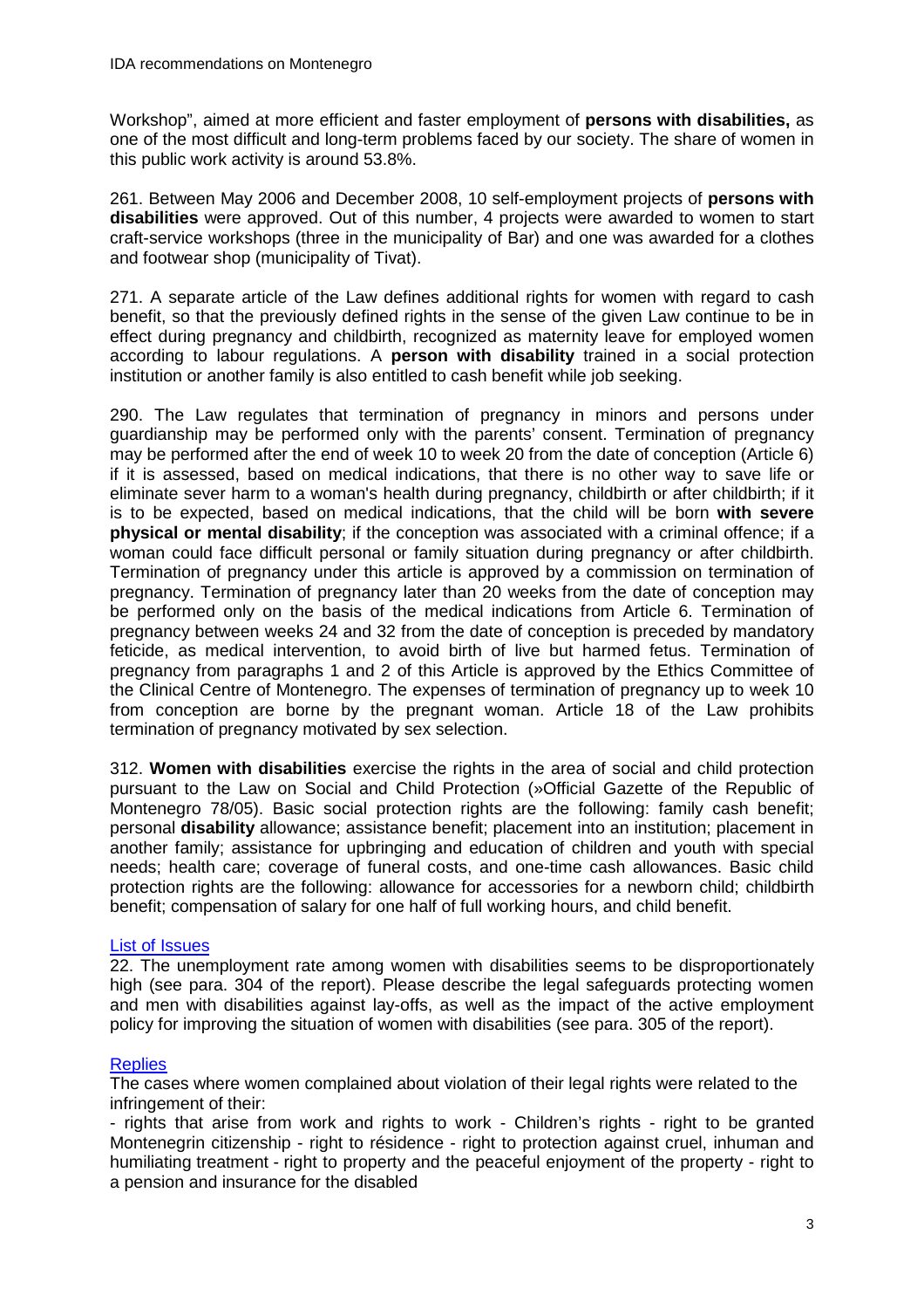Workshop", aimed at more efficient and faster employment of **persons with disabilities,** as one of the most difficult and long-term problems faced by our society. The share of women in this public work activity is around 53.8%.

261. Between May 2006 and December 2008, 10 self-employment projects of **persons with disabilities** were approved. Out of this number, 4 projects were awarded to women to start craft-service workshops (three in the municipality of Bar) and one was awarded for a clothes and footwear shop (municipality of Tivat).

271. A separate article of the Law defines additional rights for women with regard to cash benefit, so that the previously defined rights in the sense of the given Law continue to be in effect during pregnancy and childbirth, recognized as maternity leave for employed women according to labour regulations. A **person with disability** trained in a social protection institution or another family is also entitled to cash benefit while job seeking.

290. The Law regulates that termination of pregnancy in minors and persons under guardianship may be performed only with the parents' consent. Termination of pregnancy may be performed after the end of week 10 to week 20 from the date of conception (Article 6) if it is assessed, based on medical indications, that there is no other way to save life or eliminate sever harm to a woman's health during pregnancy, childbirth or after childbirth; if it is to be expected, based on medical indications, that the child will be born **with severe physical or mental disability**; if the conception was associated with a criminal offence; if a woman could face difficult personal or family situation during pregnancy or after childbirth. Termination of pregnancy under this article is approved by a commission on termination of pregnancy. Termination of pregnancy later than 20 weeks from the date of conception may be performed only on the basis of the medical indications from Article 6. Termination of pregnancy between weeks 24 and 32 from the date of conception is preceded by mandatory feticide, as medical intervention, to avoid birth of live but harmed fetus. Termination of pregnancy from paragraphs 1 and 2 of this Article is approved by the Ethics Committee of the Clinical Centre of Montenegro. The expenses of termination of pregnancy up to week 10 from conception are borne by the pregnant woman. Article 18 of the Law prohibits termination of pregnancy motivated by sex selection.

312. **Women with disabilities** exercise the rights in the area of social and child protection pursuant to the Law on Social and Child Protection (»Official Gazette of the Republic of Montenegro 78/05). Basic social protection rights are the following: family cash benefit; personal **disability** allowance; assistance benefit; placement into an institution; placement in another family; assistance for upbringing and education of children and youth with special needs; health care; coverage of funeral costs, and one-time cash allowances. Basic child protection rights are the following: allowance for accessories for a newborn child; childbirth benefit; compensation of salary for one half of full working hours, and child benefit.

List of Issues

22. The unemployment rate among women with disabilities seems to be disproportionately high (see para. 304 of the report). Please describe the legal safeguards protecting women and men with disabilities against lay-offs, as well as the impact of the active employment policy for improving the situation of women with disabilities (see para. 305 of the report).

Replies

The cases where women complained about violation of their legal rights were related to the infringement of their:

- rights that arise from work and rights to work - Children's rights - right to be granted Montenegrin citizenship - right to résidence - right to protection against cruel, inhuman and humiliating treatment - right to property and the peaceful enjoyment of the property - right to a pension and insurance for the disabled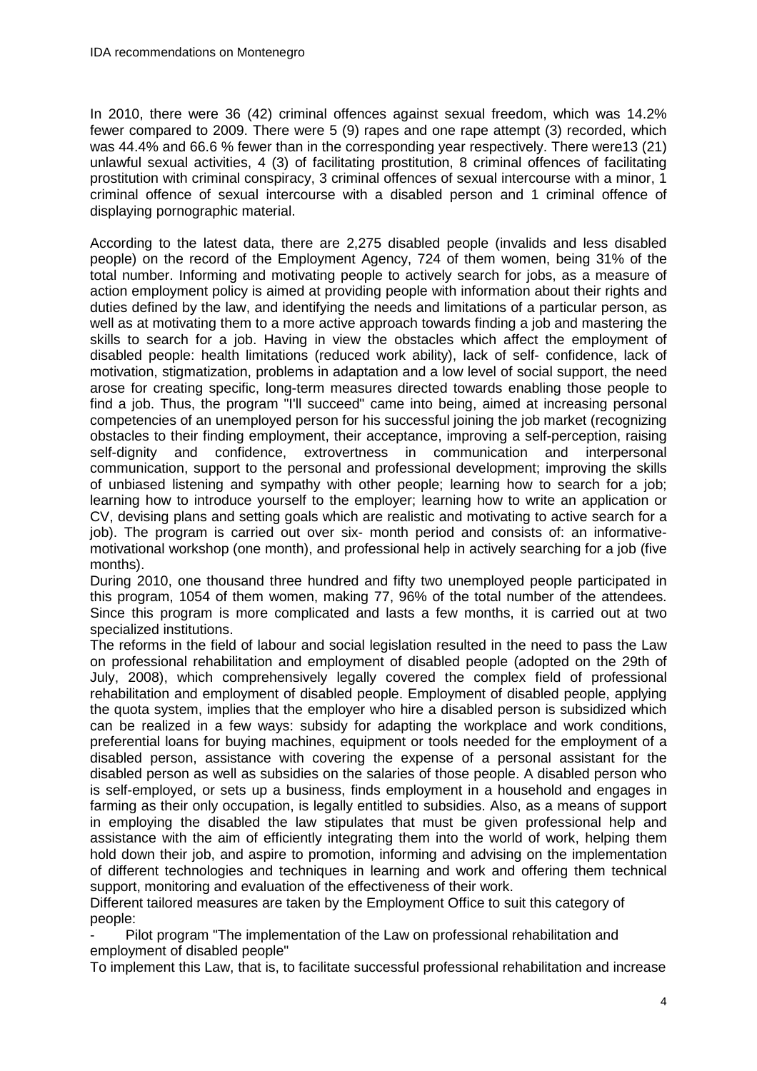In 2010, there were 36 (42) criminal offences against sexual freedom, which was 14.2% fewer compared to 2009. There were 5 (9) rapes and one rape attempt (3) recorded, which was 44.4% and 66.6 % fewer than in the corresponding year respectively. There were13 (21) unlawful sexual activities, 4 (3) of facilitating prostitution, 8 criminal offences of facilitating prostitution with criminal conspiracy, 3 criminal offences of sexual intercourse with a minor, 1 criminal offence of sexual intercourse with a disabled person and 1 criminal offence of displaying pornographic material.

According to the latest data, there are 2,275 disabled people (invalids and less disabled people) on the record of the Employment Agency, 724 of them women, being 31% of the total number. Informing and motivating people to actively search for jobs, as a measure of action employment policy is aimed at providing people with information about their rights and duties defined by the law, and identifying the needs and limitations of a particular person, as well as at motivating them to a more active approach towards finding a job and mastering the skills to search for a job. Having in view the obstacles which affect the employment of disabled people: health limitations (reduced work ability), lack of self- confidence, lack of motivation, stigmatization, problems in adaptation and a low level of social support, the need arose for creating specific, long-term measures directed towards enabling those people to find a job. Thus, the program "I'll succeed" came into being, aimed at increasing personal competencies of an unemployed person for his successful joining the job market (recognizing obstacles to their finding employment, their acceptance, improving a self-perception, raising self-dignity and confidence, extrovertness in communication and interpersonal communication, support to the personal and professional development; improving the skills of unbiased listening and sympathy with other people; learning how to search for a job; learning how to introduce yourself to the employer; learning how to write an application or CV, devising plans and setting goals which are realistic and motivating to active search for a job). The program is carried out over six- month period and consists of: an informative-motivational workshop (one month), and professional help in actively searching for a job (five months).

During 2010, one thousand three hundred and fifty two unemployed people participated in this program, 1054 of them women, making 77, 96% of the total number of the attendees. Since this program is more complicated and lasts a few months, it is carried out at two specialized institutions.

The reforms in the field of labour and social legislation resulted in the need to pass the Law on professional rehabilitation and employment of disabled people (adopted on the 29th of July, 2008), which comprehensively legally covered the complex field of professional rehabilitation and employment of disabled people. Employment of disabled people, applying the quota system, implies that the employer who hire a disabled person is subsidized which can be realized in a few ways: subsidy for adapting the workplace and work conditions, preferential loans for buying machines, equipment or tools needed for the employment of a disabled person, assistance with covering the expense of a personal assistant for the disabled person as well as subsidies on the salaries of those people. A disabled person who is self-employed, or sets up a business, finds employment in a household and engages in farming as their only occupation, is legally entitled to subsidies. Also, as a means of support in employing the disabled the law stipulates that must be given professional help and assistance with the aim of efficiently integrating them into the world of work, helping them hold down their job, and aspire to promotion, informing and advising on the implementation of different technologies and techniques in learning and work and offering them technical support, monitoring and evaluation of the effectiveness of their work.

Different tailored measures are taken by the Employment Office to suit this category of people:

- Pilot program "The implementation of the Law on professional rehabilitation and employment of disabled people"

To implement this Law, that is, to facilitate successful professional rehabilitation and increase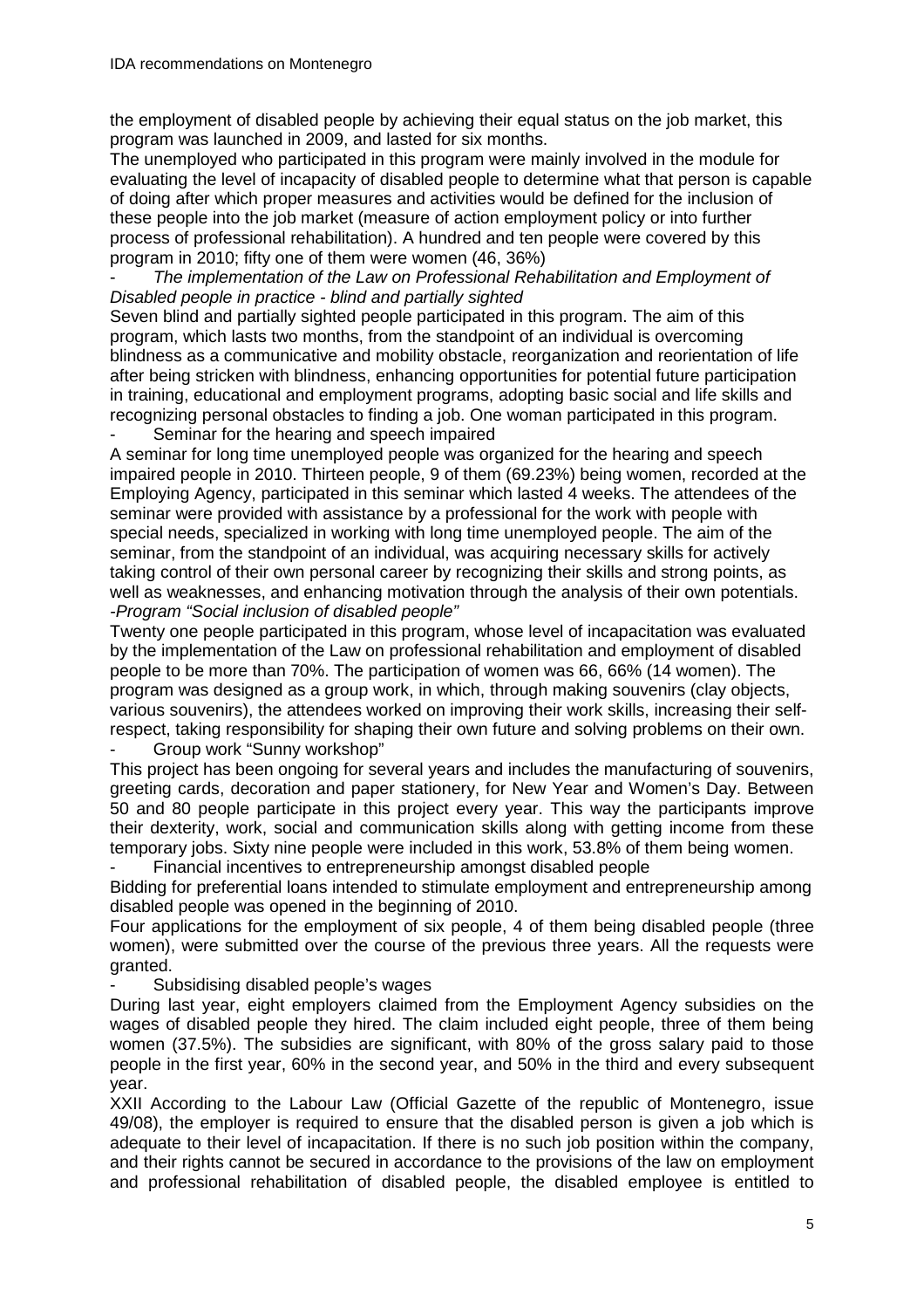the employment of disabled people by achieving their equal status on the job market, this program was launched in 2009, and lasted for six months.

The unemployed who participated in this program were mainly involved in the module for evaluating the level of incapacity of disabled people to determine what that person is capable of doing after which proper measures and activities would be defined for the inclusion of these people into the job market (measure of action employment policy or into further process of professional rehabilitation). A hundred and ten people were covered by this program in 2010; fifty one of them were women (46, 36%)

- *The implementation of the Law on Professional Rehabilitation and Employment of Disabled people in practice - blind and partially sighted*

Seven blind and partially sighted people participated in this program. The aim of this program, which lasts two months, from the standpoint of an individual is overcoming blindness as a communicative and mobility obstacle, reorganization and reorientation of life after being stricken with blindness, enhancing opportunities for potential future participation in training, educational and employment programs, adopting basic social and life skills and recognizing personal obstacles to finding a job. One woman participated in this program.

- Seminar for the hearing and speech impaired

A seminar for long time unemployed people was organized for the hearing and speech impaired people in 2010. Thirteen people, 9 of them (69.23%) being women, recorded at the Employing Agency, participated in this seminar which lasted 4 weeks. The attendees of the seminar were provided with assistance by a professional for the work with people with special needs, specialized in working with long time unemployed people. The aim of the seminar, from the standpoint of an individual, was acquiring necessary skills for actively taking control of their own personal career by recognizing their skills and strong points, as well as weaknesses, and enhancing motivation through the analysis of their own potentials.

*-Program "Social inclusion of disabled people"*

Twenty one people participated in this program, whose level of incapacitation was evaluated by the implementation of the Law on professional rehabilitation and employment of disabled people to be more than 70%. The participation of women was 66, 66% (14 women). The program was designed as a group work, in which, through making souvenirs (clay objects, various souvenirs), the attendees worked on improving their work skills, increasing their self-respect, taking responsibility for shaping their own future and solving problems on their own.

- Group work "Sunny workshop"

This project has been ongoing for several years and includes the manufacturing of souvenirs, greeting cards, decoration and paper stationery, for New Year and Women's Day. Between 50 and 80 people participate in this project every year. This way the participants improve their dexterity, work, social and communication skills along with getting income from these temporary jobs. Sixty nine people were included in this work, 53.8% of them being women.

- Financial incentives to entrepreneurship amongst disabled people

Bidding for preferential loans intended to stimulate employment and entrepreneurship among disabled people was opened in the beginning of 2010.

Four applications for the employment of six people, 4 of them being disabled people (three women), were submitted over the course of the previous three years. All the requests were granted.

- Subsidising disabled people's wages

During last year, eight employers claimed from the Employment Agency subsidies on the wages of disabled people they hired. The claim included eight people, three of them being women (37.5%). The subsidies are significant, with 80% of the gross salary paid to those people in the first year, 60% in the second year, and 50% in the third and every subsequent year.

XXII According to the Labour Law (Official Gazette of the republic of Montenegro, issue 49/08), the employer is required to ensure that the disabled person is given a job which is adequate to their level of incapacitation. If there is no such job position within the company, and their rights cannot be secured in accordance to the provisions of the law on employment and professional rehabilitation of disabled people, the disabled employee is entitled to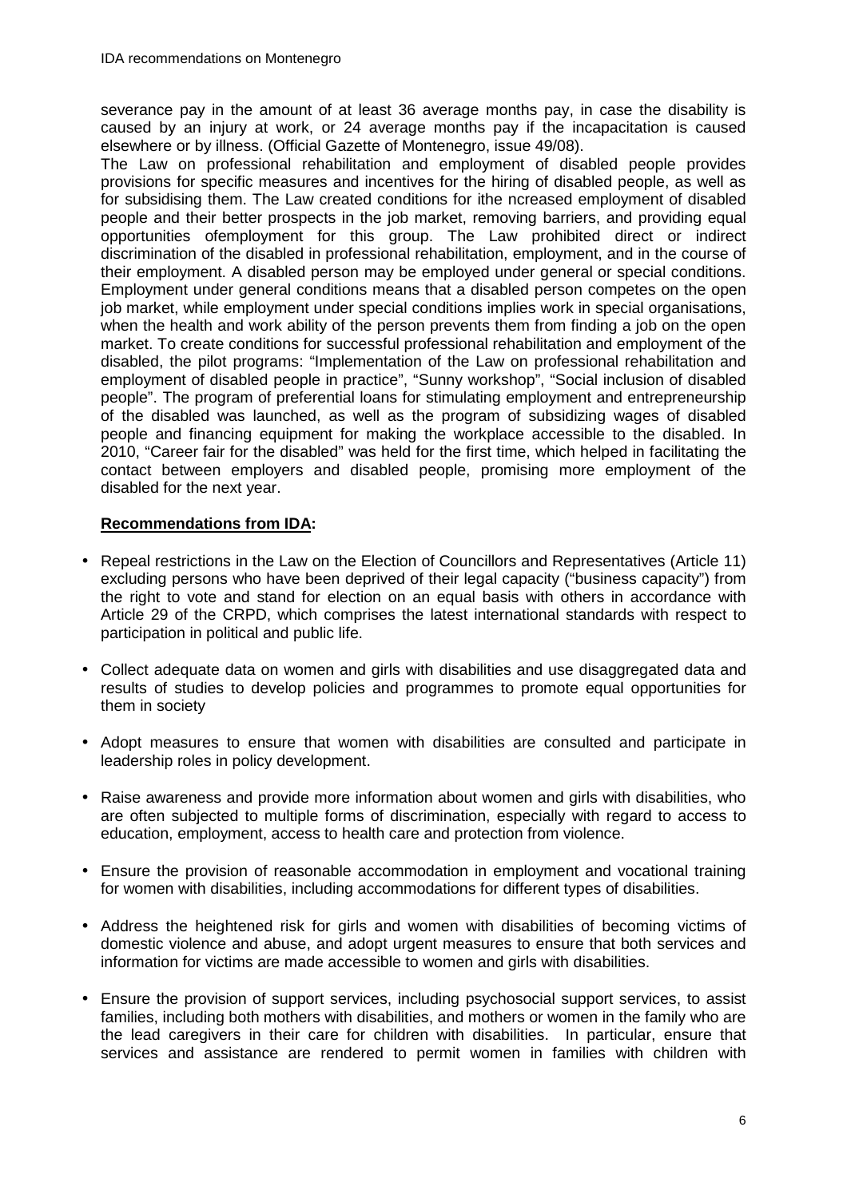severance pay in the amount of at least 36 average months pay, in case the disability is caused by an injury at work, or 24 average months pay if the incapacitation is caused elsewhere or by illness. (Official Gazette of Montenegro, issue 49/08).

The Law on professional rehabilitation and employment of disabled people provides provisions for specific measures and incentives for the hiring of disabled people, as well as for subsidising them. The Law created conditions for ithe ncreased employment of disabled people and their better prospects in the job market, removing barriers, and providing equal opportunities ofemployment for this group. The Law prohibited direct or indirect discrimination of the disabled in professional rehabilitation, employment, and in the course of their employment. A disabled person may be employed under general or special conditions. Employment under general conditions means that a disabled person competes on the open job market, while employment under special conditions implies work in special organisations, when the health and work ability of the person prevents them from finding a job on the open market. To create conditions for successful professional rehabilitation and employment of the disabled, the pilot programs: "Implementation of the Law on professional rehabilitation and employment of disabled people in practice", "Sunny workshop", "Social inclusion of disabled people". The program of preferential loans for stimulating employment and entrepreneurship of the disabled was launched, as well as the program of subsidizing wages of disabled people and financing equipment for making the workplace accessible to the disabled. In 2010, "Career fair for the disabled" was held for the first time, which helped in facilitating the contact between employers and disabled people, promising more employment of the disabled for the next year.

**Recommendations from IDA:**

- Repeal restrictions in the Law on the Election of Councillors and Representatives (Article 11) excluding persons who have been deprived of their legal capacity ("business capacity") from the right to vote and stand for election on an equal basis with others in accordance with Article 29 of the CRPD, which comprises the latest international standards with respect to participation in political and public life.
- Collect adequate data on women and girls with disabilities and use disaggregated data and results of studies to develop policies and programmes to promote equal opportunities for them in society
- Adopt measures to ensure that women with disabilities are consulted and participate in leadership roles in policy development.
- Raise awareness and provide more information about women and girls with disabilities, who are often subjected to multiple forms of discrimination, especially with regard to access to education, employment, access to health care and protection from violence.
- Ensure the provision of reasonable accommodation in employment and vocational training for women with disabilities, including accommodations for different types of disabilities.
- Address the heightened risk for girls and women with disabilities of becoming victims of domestic violence and abuse, and adopt urgent measures to ensure that both services and information for victims are made accessible to women and girls with disabilities.
- Ensure the provision of support services, including psychosocial support services, to assist families, including both mothers with disabilities, and mothers or women in the family who are the lead caregivers in their care for children with disabilities. In particular, ensure that services and assistance are rendered to permit women in families with children with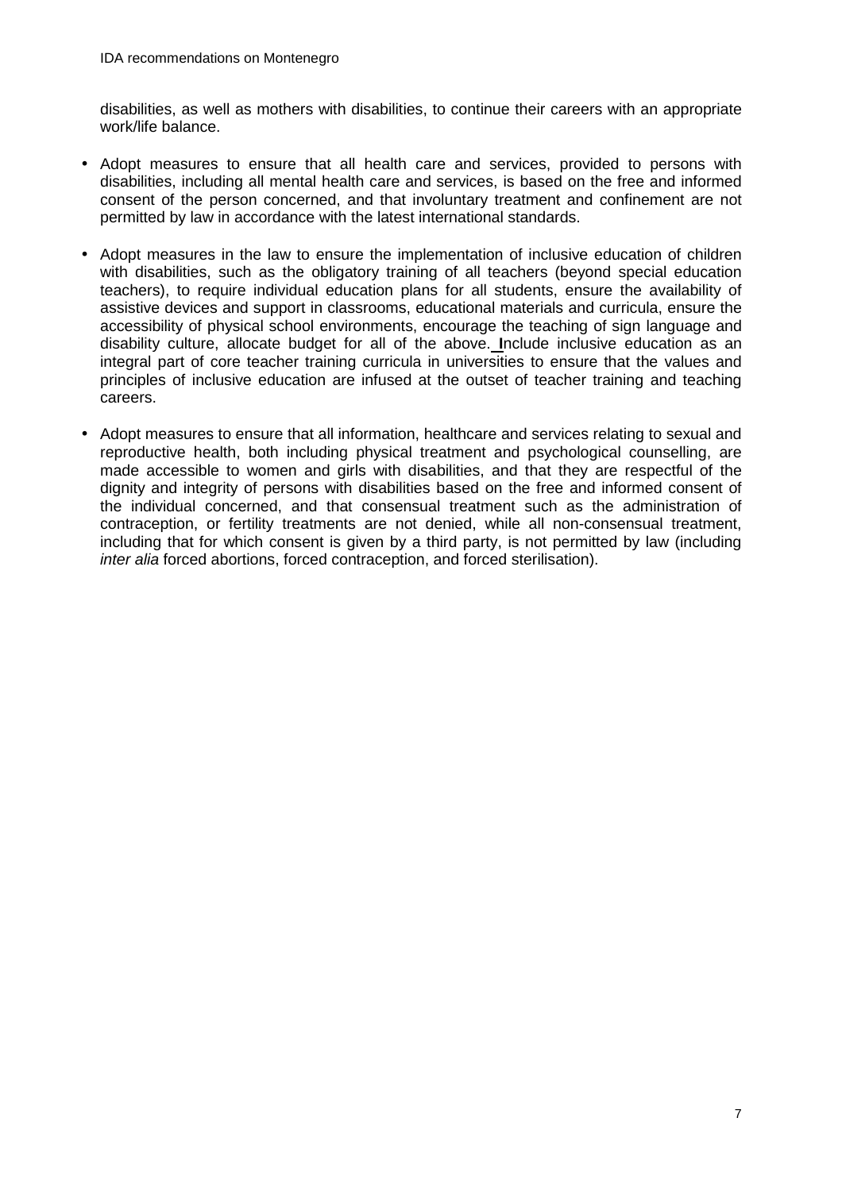disabilities, as well as mothers with disabilities, to continue their careers with an appropriate work/life balance.

- Adopt measures to ensure that all health care and services, provided to persons with disabilities, including all mental health care and services, is based on the free and informed consent of the person concerned, and that involuntary treatment and confinement are not permitted by law in accordance with the latest international standards.

- Adopt measures in the law to ensure the implementation of inclusive education of children with disabilities, such as the obligatory training of all teachers (beyond special education teachers), to require individual education plans for all students, ensure the availability of assistive devices and support in classrooms, educational materials and curricula, ensure the accessibility of physical school environments, encourage the teaching of sign language and disability culture, allocate budget for all of the above. Include inclusive education as an integral part of core teacher training curricula in universities to ensure that the values and principles of inclusive education are infused at the outset of teacher training and teaching careers.

- Adopt measures to ensure that all information, healthcare and services relating to sexual and reproductive health, both including physical treatment and psychological counselling, are made accessible to women and girls with disabilities, and that they are respectful of the dignity and integrity of persons with disabilities based on the free and informed consent of the individual concerned, and that consensual treatment such as the administration of contraception, or fertility treatments are not denied, while all non-consensual treatment, including that for which consent is given by a third party, is not permitted by law (including *inter alia* forced abortions, forced contraception, and forced sterilisation).